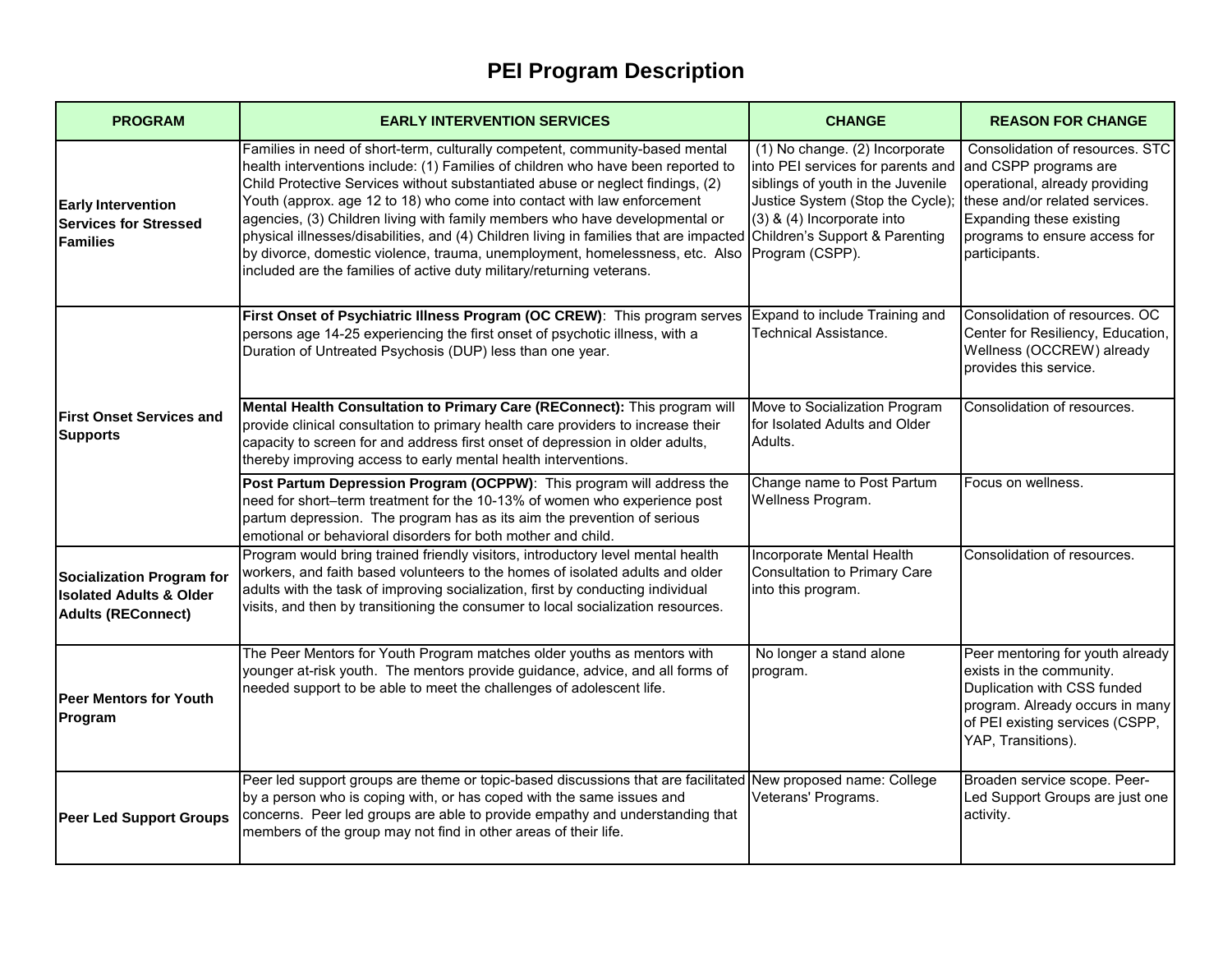# PEI Program Description

| PROGRAM | EARLY INTERVENTION SERVICES | CHANGE | REASON FOR CHANGE |
|---|---|---|---|
| **Early Intervention Services for Stressed Families** | Families in need of short-term, culturally competent, community-based mental health interventions include: (1) Families of children who have been reported to Child Protective Services without substantiated abuse or neglect findings, (2) Youth (approx. age 12 to 18) who come into contact with law enforcement agencies, (3) Children living with family members who have developmental or physical illnesses/disabilities, and (4) Children living in families that are impacted by divorce, domestic violence, trauma, unemployment, homelessness, etc. Also included are the families of active duty military/returning veterans. | (1) No change. (2) Incorporate into PEI services for parents and siblings of youth in the Juvenile Justice System (Stop the Cycle); (3) & (4) Incorporate into Children's Support & Parenting Program (CSPP). | Consolidation of resources. STC and CSPP programs are operational, already providing these and/or related services. Expanding these existing programs to ensure access for participants. |
| **First Onset Services and Supports** | **First Onset of Psychiatric Illness Program (OC CREW)**: This program serves persons age 14-25 experiencing the first onset of psychotic illness, with a Duration of Untreated Psychosis (DUP) less than one year. | Expand to include Training and Technical Assistance. | Consolidation of resources. OC Center for Resiliency, Education, Wellness (OCCREW) already provides this service. |
| | **Mental Health Consultation to Primary Care (REConnect):** This program will provide clinical consultation to primary health care providers to increase their capacity to screen for and address first onset of depression in older adults, thereby improving access to early mental health interventions. | Move to Socialization Program for Isolated Adults and Older Adults. | Consolidation of resources. |
| | **Post Partum Depression Program (OCPPW)**: This program will address the need for short–term treatment for the 10-13% of women who experience post partum depression. The program has as its aim the prevention of serious emotional or behavioral disorders for both mother and child. | Change name to Post Partum Wellness Program. | Focus on wellness. |
| **Socialization Program for Isolated Adults & Older Adults (REConnect)** | Program would bring trained friendly visitors, introductory level mental health workers, and faith based volunteers to the homes of isolated adults and older adults with the task of improving socialization, first by conducting individual visits, and then by transitioning the consumer to local socialization resources. | Incorporate Mental Health Consultation to Primary Care into this program. | Consolidation of resources. |
| **Peer Mentors for Youth Program** | The Peer Mentors for Youth Program matches older youths as mentors with younger at-risk youth. The mentors provide guidance, advice, and all forms of needed support to be able to meet the challenges of adolescent life. | No longer a stand alone program. | Peer mentoring for youth already exists in the community. Duplication with CSS funded program. Already occurs in many of PEI existing services (CSPP, YAP, Transitions). |
| **Peer Led Support Groups** | Peer led support groups are theme or topic-based discussions that are facilitated by a person who is coping with, or has coped with the same issues and concerns. Peer led groups are able to provide empathy and understanding that members of the group may not find in other areas of their life. | New proposed name: College Veterans' Programs. | Broaden service scope. Peer-Led Support Groups are just one activity. |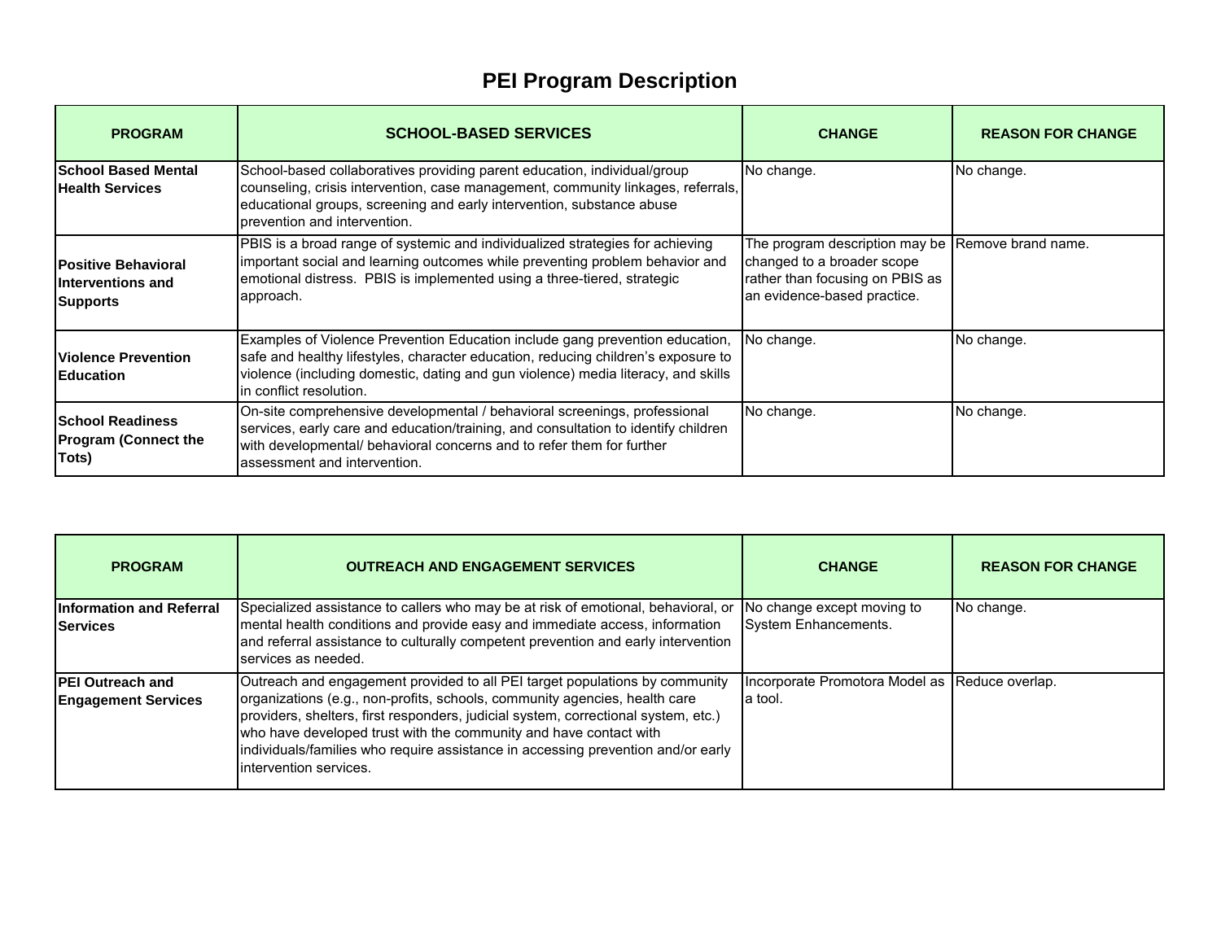# PEI Program Description

| PROGRAM | SCHOOL-BASED SERVICES | CHANGE | REASON FOR CHANGE |
|---|---|---|---|
| **School Based Mental Health Services** | School-based collaboratives providing parent education, individual/group counseling, crisis intervention, case management, community linkages, referrals, educational groups, screening and early intervention, substance abuse prevention and intervention. | No change. | No change. |
| **Positive Behavioral Interventions and Supports** | PBIS is a broad range of systemic and individualized strategies for achieving important social and learning outcomes while preventing problem behavior and emotional distress. PBIS is implemented using a three-tiered, strategic approach. | The program description may be changed to a broader scope rather than focusing on PBIS as an evidence-based practice. | Remove brand name. |
| **Violence Prevention Education** | Examples of Violence Prevention Education include gang prevention education, safe and healthy lifestyles, character education, reducing children's exposure to violence (including domestic, dating and gun violence) media literacy, and skills in conflict resolution. | No change. | No change. |
| **School Readiness Program (Connect the Tots)** | On-site comprehensive developmental / behavioral screenings, professional services, early care and education/training, and consultation to identify children with developmental/ behavioral concerns and to refer them for further assessment and intervention. | No change. | No change. |

| PROGRAM | OUTREACH AND ENGAGEMENT SERVICES | CHANGE | REASON FOR CHANGE |
|---|---|---|---|
| **Information and Referral Services** | Specialized assistance to callers who may be at risk of emotional, behavioral, or mental health conditions and provide easy and immediate access, information and referral assistance to culturally competent prevention and early intervention services as needed. | No change except moving to System Enhancements. | No change. |
| **PEI Outreach and Engagement Services** | Outreach and engagement provided to all PEI target populations by community organizations (e.g., non-profits, schools, community agencies, health care providers, shelters, first responders, judicial system, correctional system, etc.) who have developed trust with the community and have contact with individuals/families who require assistance in accessing prevention and/or early intervention services. | Incorporate Promotora Model as a tool. | Reduce overlap. |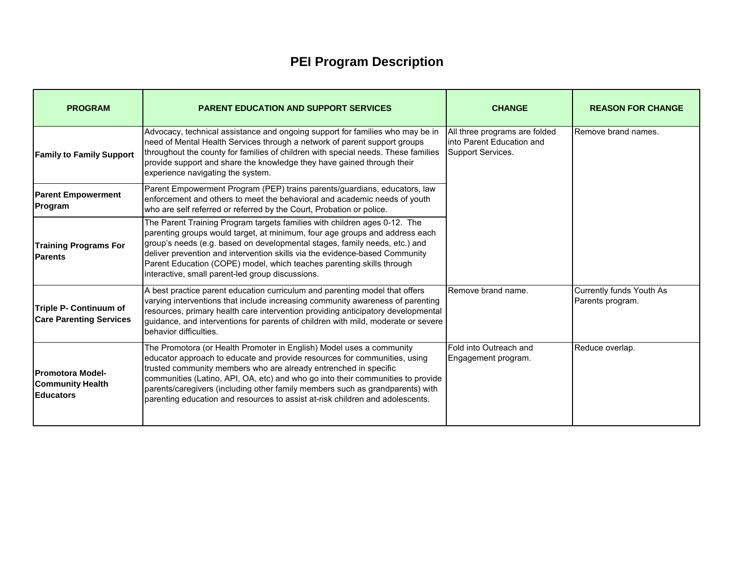# PEI Program Description

| PROGRAM | PARENT EDUCATION AND SUPPORT SERVICES | CHANGE | REASON FOR CHANGE |
|---|---|---|---|
| **Family to Family Support** | Advocacy, technical assistance and ongoing support for families who may be in need of Mental Health Services through a network of parent support groups throughout the county for families of children with special needs. These families provide support and share the knowledge they have gained through their experience navigating the system. | All three programs are folded into Parent Education and Support Services. | Remove brand names. |
| **Parent Empowerment Program** | Parent Empowerment Program (PEP) trains parents/guardians, educators, law enforcement and others to meet the behavioral and academic needs of youth who are self referred or referred by the Court, Probation or police. | | |
| **Training Programs For Parents** | The Parent Training Program targets families with children ages 0-12. The parenting groups would target, at minimum, four age groups and address each group's needs (e.g. based on developmental stages, family needs, etc.) and deliver prevention and intervention skills via the evidence-based Community Parent Education (COPE) model, which teaches parenting skills through interactive, small parent-led group discussions. | | |
| **Triple P- Continuum of Care Parenting Services** | A best practice parent education curriculum and parenting model that offers varying interventions that include increasing community awareness of parenting resources, primary health care intervention providing anticipatory developmental guidance, and interventions for parents of children with mild, moderate or severe behavior difficulties. | Remove brand name. | Currently funds Youth As Parents program. |
| **Promotora Model- Community Health Educators** | The Promotora (or Health Promoter in English) Model uses a community educator approach to educate and provide resources for communities, using trusted community members who are already entrenched in specific communities (Latino, API, OA, etc) and who go into their communities to provide parents/caregivers (including other family members such as grandparents) with parenting education and resources to assist at-risk children and adolescents. | Fold into Outreach and Engagement program. | Reduce overlap. |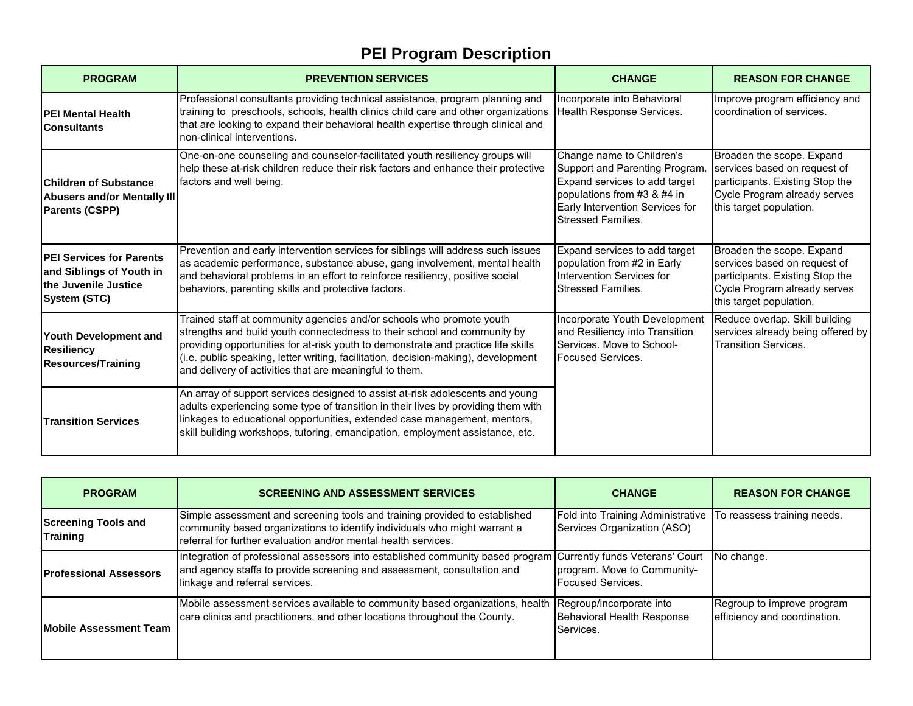# PEI Program Description

| PROGRAM | PREVENTION SERVICES | CHANGE | REASON FOR CHANGE |
|---|---|---|---|
| **PEI Mental Health Consultants** | Professional consultants providing technical assistance, program planning and training to preschools, schools, health clinics child care and other organizations that are looking to expand their behavioral health expertise through clinical and non-clinical interventions. | Incorporate into Behavioral Health Response Services. | Improve program efficiency and coordination of services. |
| **Children of Substance Abusers and/or Mentally Ill Parents (CSPP)** | One-on-one counseling and counselor-facilitated youth resiliency groups will help these at-risk children reduce their risk factors and enhance their protective factors and well being. | Change name to Children's Support and Parenting Program. Expand services to add target populations from #3 & #4 in Early Intervention Services for Stressed Families. | Broaden the scope. Expand services based on request of participants. Existing Stop the Cycle Program already serves this target population. |
| **PEI Services for Parents and Siblings of Youth in the Juvenile Justice System (STC)** | Prevention and early intervention services for siblings will address such issues as academic performance, substance abuse, gang involvement, mental health and behavioral problems in an effort to reinforce resiliency, positive social behaviors, parenting skills and protective factors. | Expand services to add target population from #2 in Early Intervention Services for Stressed Families. | Broaden the scope. Expand services based on request of participants. Existing Stop the Cycle Program already serves this target population. |
| **Youth Development and Resiliency Resources/Training** | Trained staff at community agencies and/or schools who promote youth strengths and build youth connectedness to their school and community by providing opportunities for at-risk youth to demonstrate and practice life skills (i.e. public speaking, letter writing, facilitation, decision-making), development and delivery of activities that are meaningful to them. | Incorporate Youth Development and Resiliency into Transition Services. Move to School-Focused Services. | Reduce overlap. Skill building services already being offered by Transition Services. |
| **Transition Services** | An array of support services designed to assist at-risk adolescents and young adults experiencing some type of transition in their lives by providing them with linkages to educational opportunities, extended case management, mentors, skill building workshops, tutoring, emancipation, employment assistance, etc. | | |

| PROGRAM | SCREENING AND ASSESSMENT SERVICES | CHANGE | REASON FOR CHANGE |
|---|---|---|---|
| **Screening Tools and Training** | Simple assessment and screening tools and training provided to established community based organizations to identify individuals who might warrant a referral for further evaluation and/or mental health services. | Fold into Training Administrative Services Organization (ASO) | To reassess training needs. |
| **Professional Assessors** | Integration of professional assessors into established community based program and agency staffs to provide screening and assessment, consultation and linkage and referral services. | Currently funds Veterans' Court program. Move to Community-Focused Services. | No change. |
| **Mobile Assessment Team** | Mobile assessment services available to community based organizations, health care clinics and practitioners, and other locations throughout the County. | Regroup/incorporate into Behavioral Health Response Services. | Regroup to improve program efficiency and coordination. |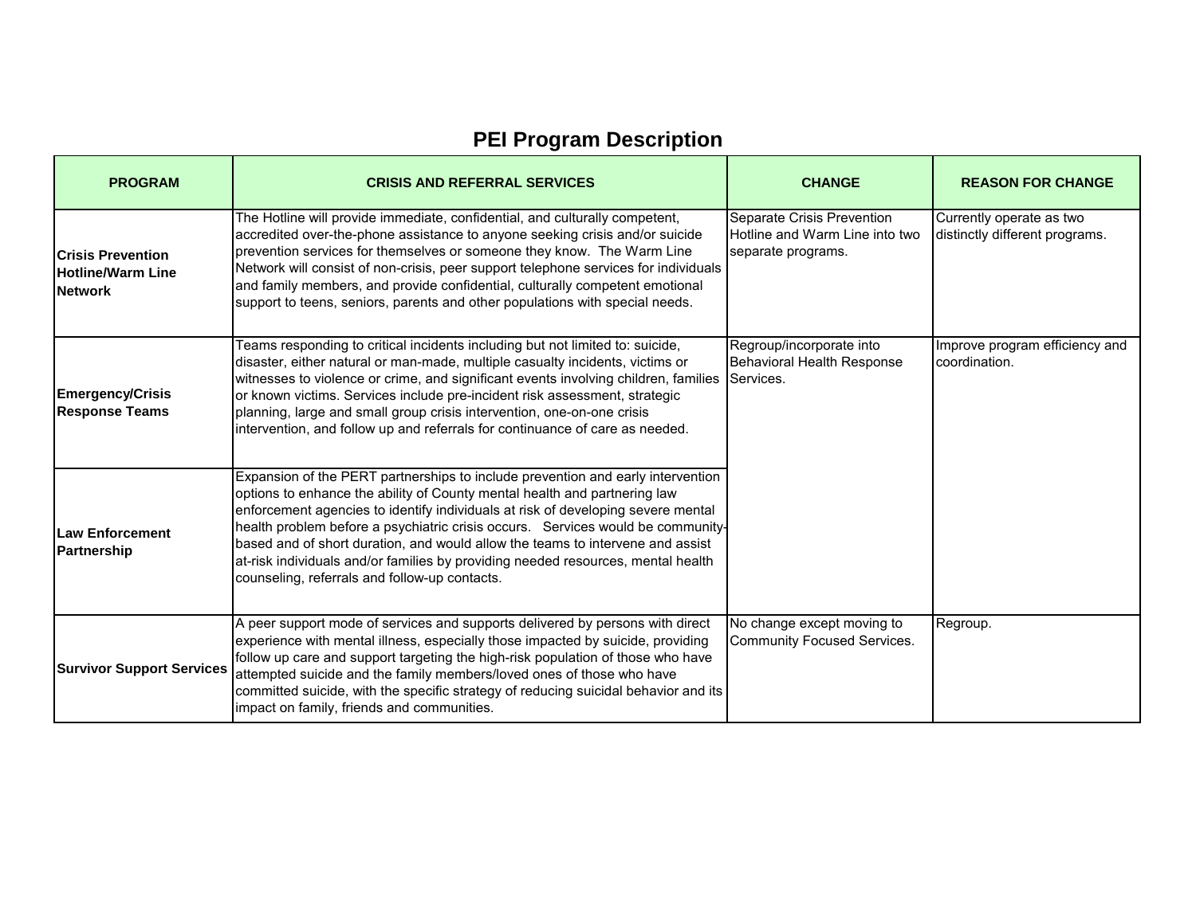# PEI Program Description

| PROGRAM | CRISIS AND REFERRAL SERVICES | CHANGE | REASON FOR CHANGE |
|---|---|---|---|
| **Crisis Prevention Hotline/Warm Line Network** | The Hotline will provide immediate, confidential, and culturally competent, accredited over-the-phone assistance to anyone seeking crisis and/or suicide prevention services for themselves or someone they know. The Warm Line Network will consist of non-crisis, peer support telephone services for individuals and family members, and provide confidential, culturally competent emotional support to teens, seniors, parents and other populations with special needs. | Separate Crisis Prevention Hotline and Warm Line into two separate programs. | Currently operate as two distinctly different programs. |
| **Emergency/Crisis Response Teams** | Teams responding to critical incidents including but not limited to: suicide, disaster, either natural or man-made, multiple casualty incidents, victims or witnesses to violence or crime, and significant events involving children, families or known victims. Services include pre-incident risk assessment, strategic planning, large and small group crisis intervention, one-on-one crisis intervention, and follow up and referrals for continuance of care as needed. | Regroup/incorporate into Behavioral Health Response Services. | Improve program efficiency and coordination. |
| **Law Enforcement Partnership** | Expansion of the PERT partnerships to include prevention and early intervention options to enhance the ability of County mental health and partnering law enforcement agencies to identify individuals at risk of developing severe mental health problem before a psychiatric crisis occurs. Services would be community-based and of short duration, and would allow the teams to intervene and assist at-risk individuals and/or families by providing needed resources, mental health counseling, referrals and follow-up contacts. | | |
| **Survivor Support Services** | A peer support mode of services and supports delivered by persons with direct experience with mental illness, especially those impacted by suicide, providing follow up care and support targeting the high-risk population of those who have attempted suicide and the family members/loved ones of those who have committed suicide, with the specific strategy of reducing suicidal behavior and its impact on family, friends and communities. | No change except moving to Community Focused Services. | Regroup. |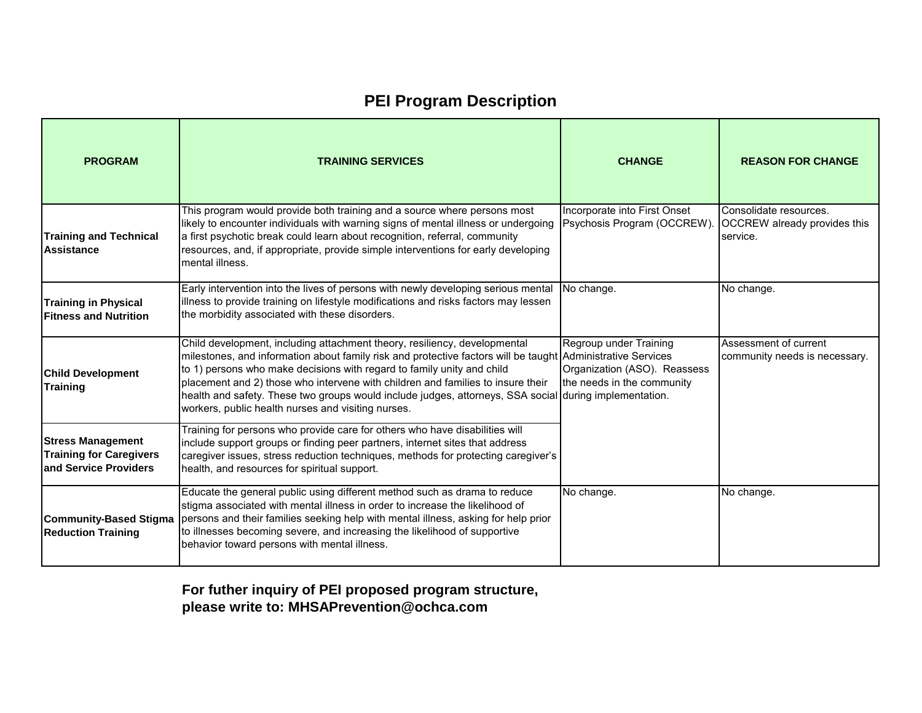## PEI Program Description

| PROGRAM | TRAINING SERVICES | CHANGE | REASON FOR CHANGE |
|---|---|---|---|
| **Training and Technical Assistance** | This program would provide both training and a source where persons most likely to encounter individuals with warning signs of mental illness or undergoing a first psychotic break could learn about recognition, referral, community resources, and, if appropriate, provide simple interventions for early developing mental illness. | Incorporate into First Onset Psychosis Program (OCCREW). | Consolidate resources. OCCREW already provides this service. |
| **Training in Physical Fitness and Nutrition** | Early intervention into the lives of persons with newly developing serious mental illness to provide training on lifestyle modifications and risks factors may lessen the morbidity associated with these disorders. | No change. | No change. |
| **Child Development Training** | Child development, including attachment theory, resiliency, developmental milestones, and information about family risk and protective factors will be taught to 1) persons who make decisions with regard to family unity and child placement and 2) those who intervene with children and families to insure their health and safety. These two groups would include judges, attorneys, SSA social workers, public health nurses and visiting nurses. | Regroup under Training Administrative Services Organization (ASO). Reassess the needs in the community during implementation. | Assessment of current community needs is necessary. |
| **Stress Management Training for Caregivers and Service Providers** | Training for persons who provide care for others who have disabilities will include support groups or finding peer partners, internet sites that address caregiver issues, stress reduction techniques, methods for protecting caregiver's health, and resources for spiritual support. | | |
| **Community-Based Stigma Reduction Training** | Educate the general public using different method such as drama to reduce stigma associated with mental illness in order to increase the likelihood of persons and their families seeking help with mental illness, asking for help prior to illnesses becoming severe, and increasing the likelihood of supportive behavior toward persons with mental illness. | No change. | No change. |

**For futher inquiry of PEI proposed program structure, please write to: MHSAPrevention@ochca.com**